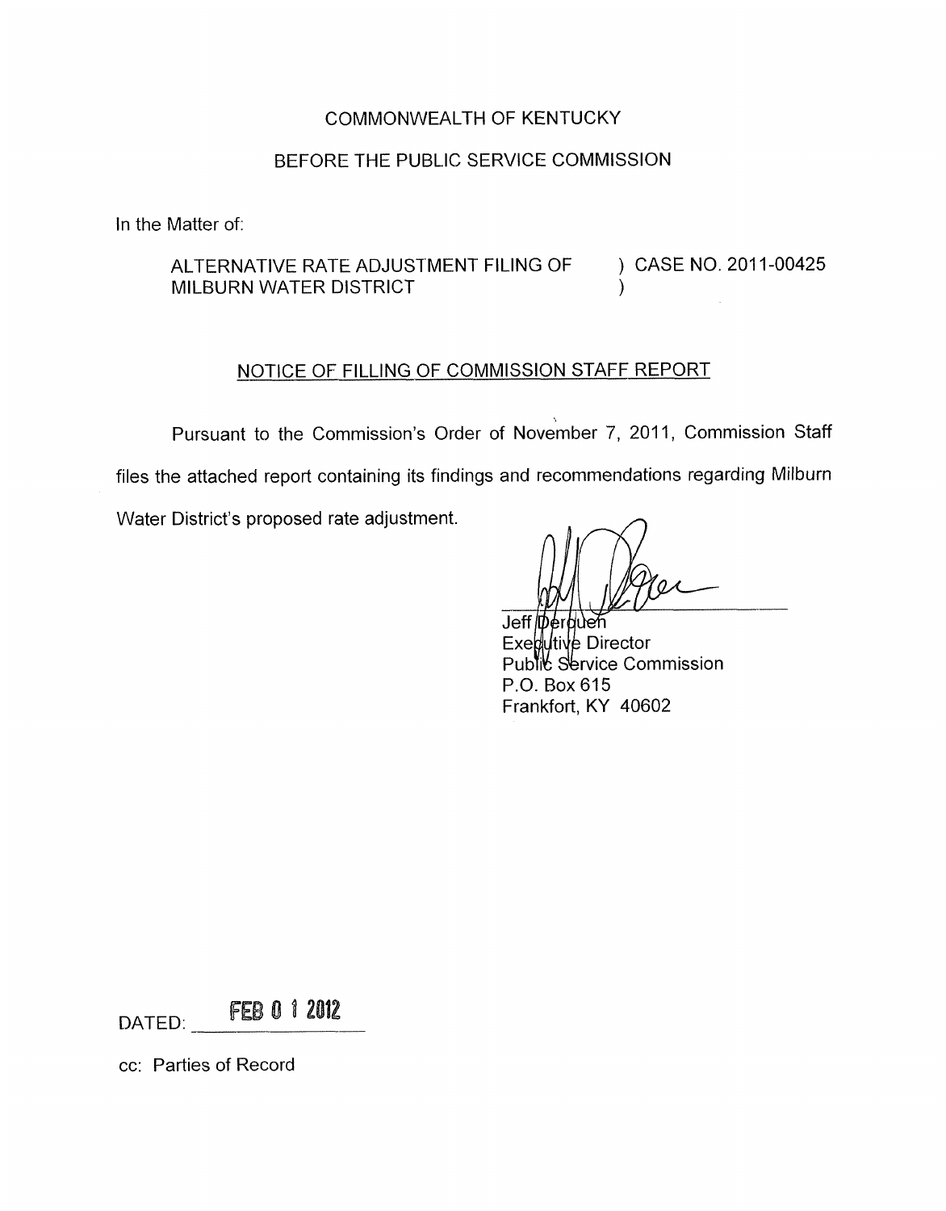COMMONWEALTH OF KENTUCKY

BEFORE THE PUBLIC SERVICE COMMISSION

In the Matter of:

ALTERNATIVE RATE ADJUSTMENT FILING OF MILBURN WATER DISTRICT ) CASE NO. 2011-00425

NOTICE OF FILLING OF COMMISSION STAFF REPORT

Pursuant to the Commission's Order of November 7, 2011, Commission Staff files the attached report containing its findings and recommendations regarding Milburn Water District's proposed rate adjustment.

Jeff Derouen
Executive Director
Public Service Commission
P.O. Box 615
Frankfort, KY 40602

DATED: FEB 01 2012

cc: Parties of Record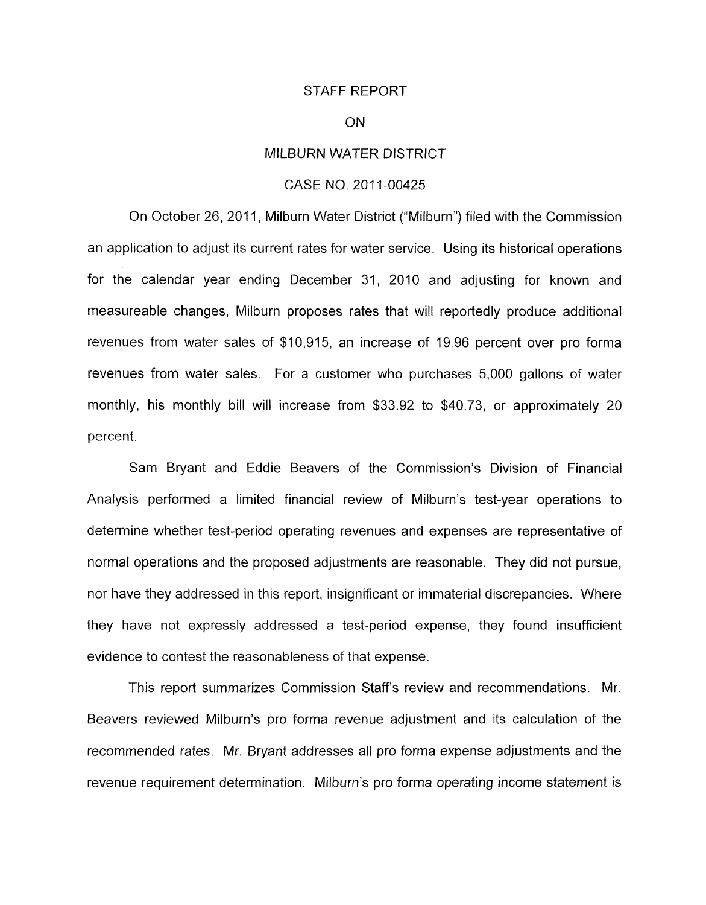STAFF REPORT

ON

MILBURN WATER DISTRICT

CASE NO. 2011-00425

On October 26, 2011, Milburn Water District ("Milburn") filed with the Commission an application to adjust its current rates for water service. Using its historical operations for the calendar year ending December 31, 2010 and adjusting for known and measureable changes, Milburn proposes rates that will reportedly produce additional revenues from water sales of $10,915, an increase of 19.96 percent over pro forma revenues from water sales. For a customer who purchases 5,000 gallons of water monthly, his monthly bill will increase from $33.92 to $40.73, or approximately 20 percent.

Sam Bryant and Eddie Beavers of the Commission's Division of Financial Analysis performed a limited financial review of Milburn's test-year operations to determine whether test-period operating revenues and expenses are representative of normal operations and the proposed adjustments are reasonable. They did not pursue, nor have they addressed in this report, insignificant or immaterial discrepancies. Where they have not expressly addressed a test-period expense, they found insufficient evidence to contest the reasonableness of that expense.

This report summarizes Commission Staff's review and recommendations. Mr. Beavers reviewed Milburn's pro forma revenue adjustment and its calculation of the recommended rates. Mr. Bryant addresses all pro forma expense adjustments and the revenue requirement determination. Milburn's pro forma operating income statement is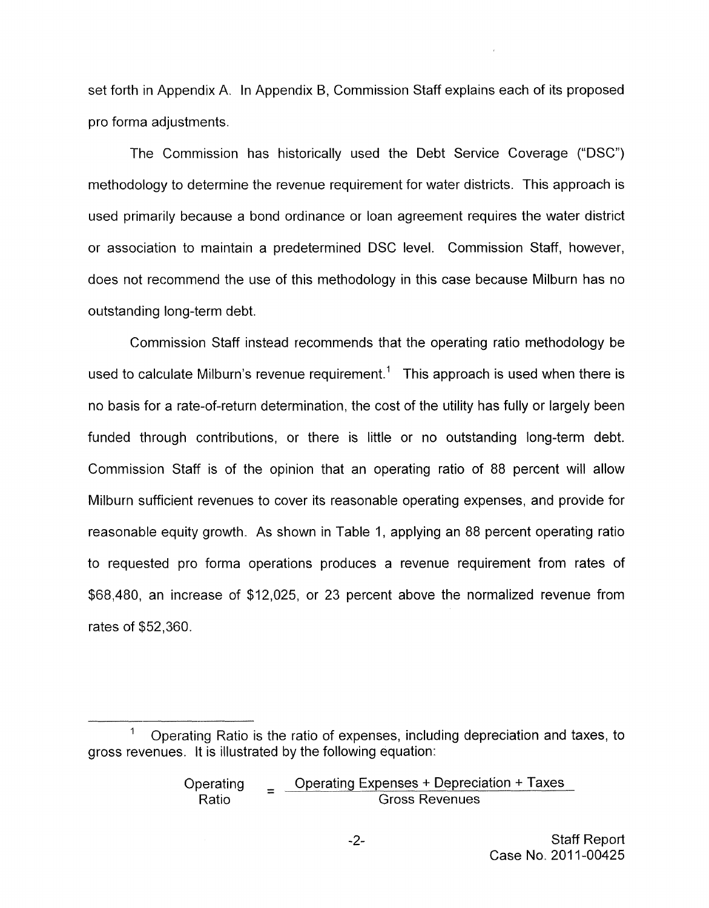set forth in Appendix A. In Appendix B, Commission Staff explains each of its proposed pro forma adjustments.

The Commission has historically used the Debt Service Coverage ("DSC") methodology to determine the revenue requirement for water districts. This approach is used primarily because a bond ordinance or loan agreement requires the water district or association to maintain a predetermined DSC level. Commission Staff, however, does not recommend the use of this methodology in this case because Milburn has no outstanding long-term debt.

Commission Staff instead recommends that the operating ratio methodology be used to calculate Milburn's revenue requirement.[1] This approach is used when there is no basis for a rate-of-return determination, the cost of the utility has fully or largely been funded through contributions, or there is little or no outstanding long-term debt. Commission Staff is of the opinion that an operating ratio of 88 percent will allow Milburn sufficient revenues to cover its reasonable operating expenses, and provide for reasonable equity growth. As shown in Table 1, applying an 88 percent operating ratio to requested pro forma operations produces a revenue requirement from rates of \$68,480, an increase of \$12,025, or 23 percent above the normalized revenue from rates of \$52,360.

---

[1] Operating Ratio is the ratio of expenses, including depreciation and taxes, to gross revenues. It is illustrated by the following equation:

$$\text{Operating Ratio} = \frac{\text{Operating Expenses} + \text{Depreciation} + \text{Taxes}}{\text{Gross Revenues}}$$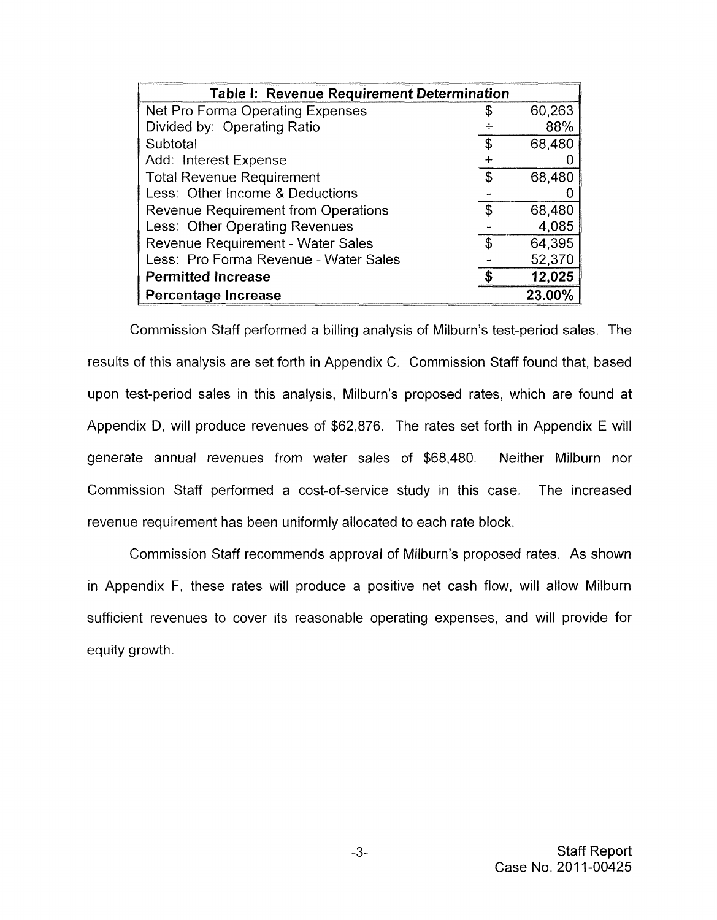| Table I: Revenue Requirement Determination | | |
|---|---|---|
| Net Pro Forma Operating Expenses | $ | 60,263 |
| Divided by: Operating Ratio | ÷ | 88% |
| Subtotal | $ | 68,480 |
| Add: Interest Expense | + | 0 |
| Total Revenue Requirement | $ | 68,480 |
| Less: Other Income & Deductions | - | 0 |
| Revenue Requirement from Operations | $ | 68,480 |
| Less: Other Operating Revenues | - | 4,085 |
| Revenue Requirement - Water Sales | $ | 64,395 |
| Less: Pro Forma Revenue - Water Sales | - | 52,370 |
| **Permitted Increase** | **$** | **12,025** |
| **Percentage Increase** | | **23.00%** |

Commission Staff performed a billing analysis of Milburn's test-period sales. The results of this analysis are set forth in Appendix C. Commission Staff found that, based upon test-period sales in this analysis, Milburn's proposed rates, which are found at Appendix D, will produce revenues of $62,876. The rates set forth in Appendix E will generate annual revenues from water sales of $68,480. Neither Milburn nor Commission Staff performed a cost-of-service study in this case. The increased revenue requirement has been uniformly allocated to each rate block.

Commission Staff recommends approval of Milburn's proposed rates. As shown in Appendix F, these rates will produce a positive net cash flow, will allow Milburn sufficient revenues to cover its reasonable operating expenses, and will provide for equity growth.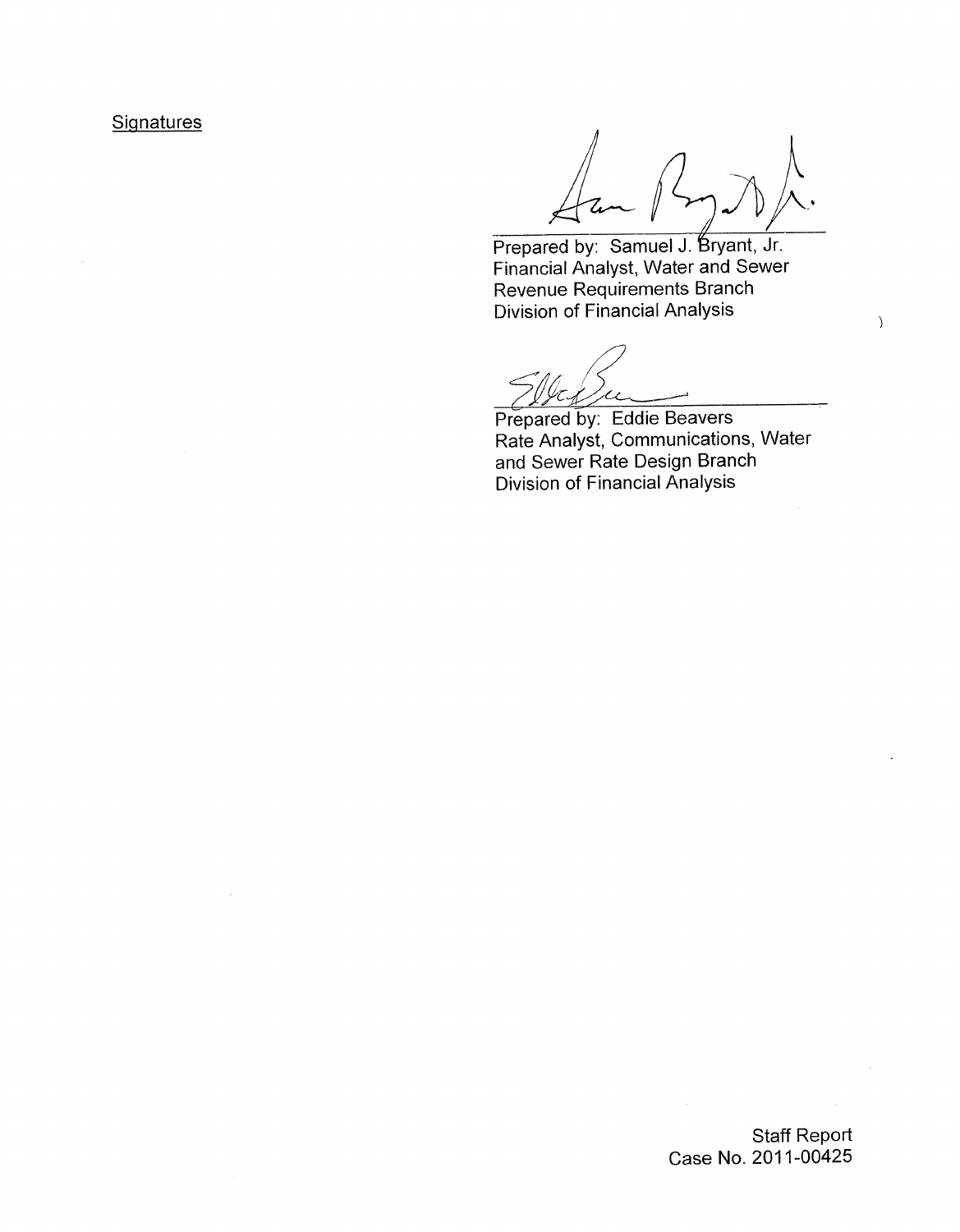Signatures

Prepared by: Samuel J. Bryant, Jr.
Financial Analyst, Water and Sewer
Revenue Requirements Branch
Division of Financial Analysis

Prepared by: Eddie Beavers
Rate Analyst, Communications, Water
and Sewer Rate Design Branch
Division of Financial Analysis

Staff Report
Case No. 2011-00425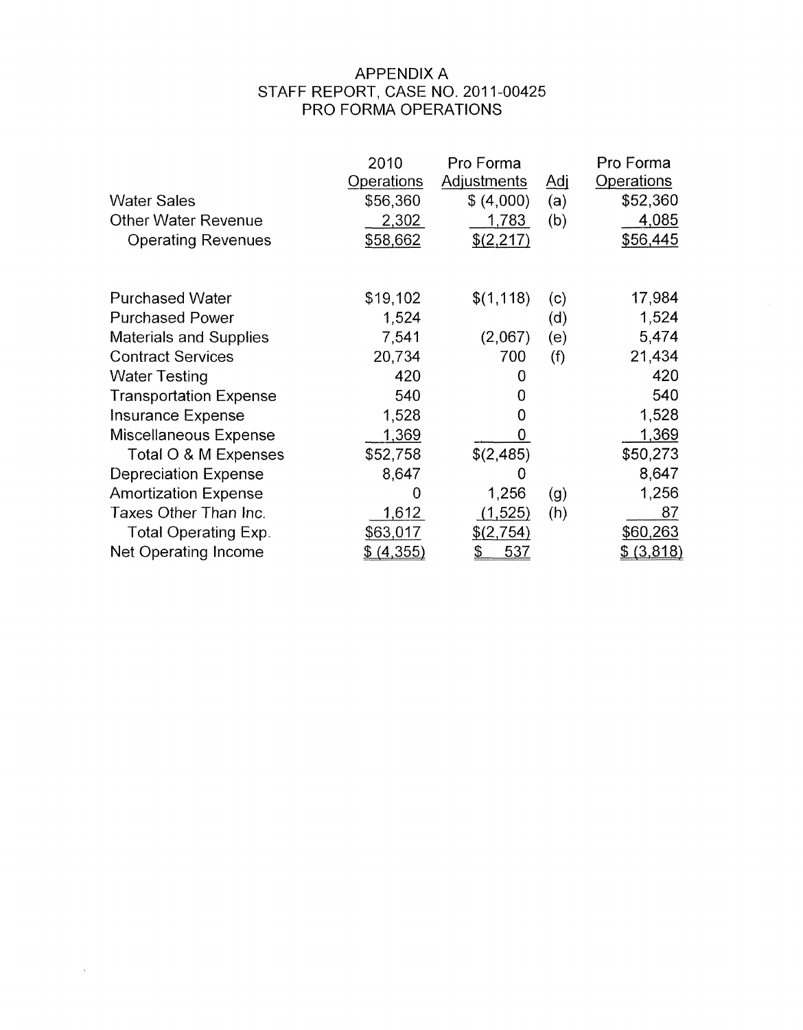# APPENDIX A
## STAFF REPORT, CASE NO. 2011-00425
## PRO FORMA OPERATIONS

| | 2010 Operations | Pro Forma Adjustments | Adj | Pro Forma Operations |
|---|---|---|---|---|
| Water Sales | $56,360 | $ (4,000) | (a) | $52,360 |
| Other Water Revenue | 2,302 | 1,783 | (b) | 4,085 |
| Operating Revenues | $58,662 | $(2,217) | | $56,445 |
| | | | | |
| Purchased Water | $19,102 | $(1,118) | (c) | 17,984 |
| Purchased Power | 1,524 | | (d) | 1,524 |
| Materials and Supplies | 7,541 | (2,067) | (e) | 5,474 |
| Contract Services | 20,734 | 700 | (f) | 21,434 |
| Water Testing | 420 | 0 | | 420 |
| Transportation Expense | 540 | 0 | | 540 |
| Insurance Expense | 1,528 | 0 | | 1,528 |
| Miscellaneous Expense | 1,369 | 0 | | 1,369 |
| Total O & M Expenses | $52,758 | $(2,485) | | $50,273 |
| Depreciation Expense | 8,647 | 0 | | 8,647 |
| Amortization Expense | 0 | 1,256 | (g) | 1,256 |
| Taxes Other Than Inc. | 1,612 | (1,525) | (h) | 87 |
| Total Operating Exp. | $63,017 | $(2,754) | | $60,263 |
| Net Operating Income | $ (4,355) | $ 537 | | $ (3,818) |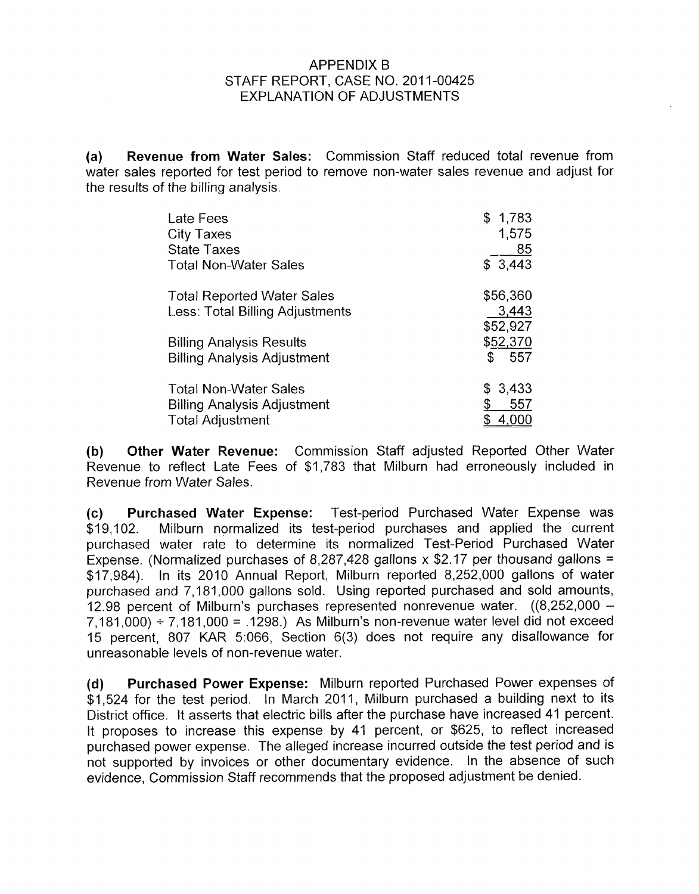APPENDIX B
STAFF REPORT, CASE NO. 2011-00425
EXPLANATION OF ADJUSTMENTS

**(a) Revenue from Water Sales:** Commission Staff reduced total revenue from water sales reported for test period to remove non-water sales revenue and adjust for the results of the billing analysis.

| | |
|---|---|
| Late Fees | $ 1,783 |
| City Taxes | 1,575 |
| State Taxes | 85 |
| Total Non-Water Sales | $ 3,443 |
| | |
| Total Reported Water Sales | $56,360 |
| Less: Total Billing Adjustments | 3,443 |
| | $52,927 |
| Billing Analysis Results | $52,370 |
| Billing Analysis Adjustment | $ 557 |
| | |
| Total Non-Water Sales | $ 3,433 |
| Billing Analysis Adjustment | $ 557 |
| Total Adjustment | $ 4,000 |

**(b) Other Water Revenue:** Commission Staff adjusted Reported Other Water Revenue to reflect Late Fees of $1,783 that Milburn had erroneously included in Revenue from Water Sales.

**(c) Purchased Water Expense:** Test-period Purchased Water Expense was $19,102. Milburn normalized its test-period purchases and applied the current purchased water rate to determine its normalized Test-Period Purchased Water Expense. (Normalized purchases of 8,287,428 gallons x $2.17 per thousand gallons = $17,984). In its 2010 Annual Report, Milburn reported 8,252,000 gallons of water purchased and 7,181,000 gallons sold. Using reported purchased and sold amounts, 12.98 percent of Milburn's purchases represented nonrevenue water. ((8,252,000 − 7,181,000) ÷ 7,181,000 = .1298.) As Milburn's non-revenue water level did not exceed 15 percent, 807 KAR 5:066, Section 6(3) does not require any disallowance for unreasonable levels of non-revenue water.

**(d) Purchased Power Expense:** Milburn reported Purchased Power expenses of $1,524 for the test period. In March 2011, Milburn purchased a building next to its District office. It asserts that electric bills after the purchase have increased 41 percent. It proposes to increase this expense by 41 percent, or $625, to reflect increased purchased power expense. The alleged increase incurred outside the test period and is not supported by invoices or other documentary evidence. In the absence of such evidence, Commission Staff recommends that the proposed adjustment be denied.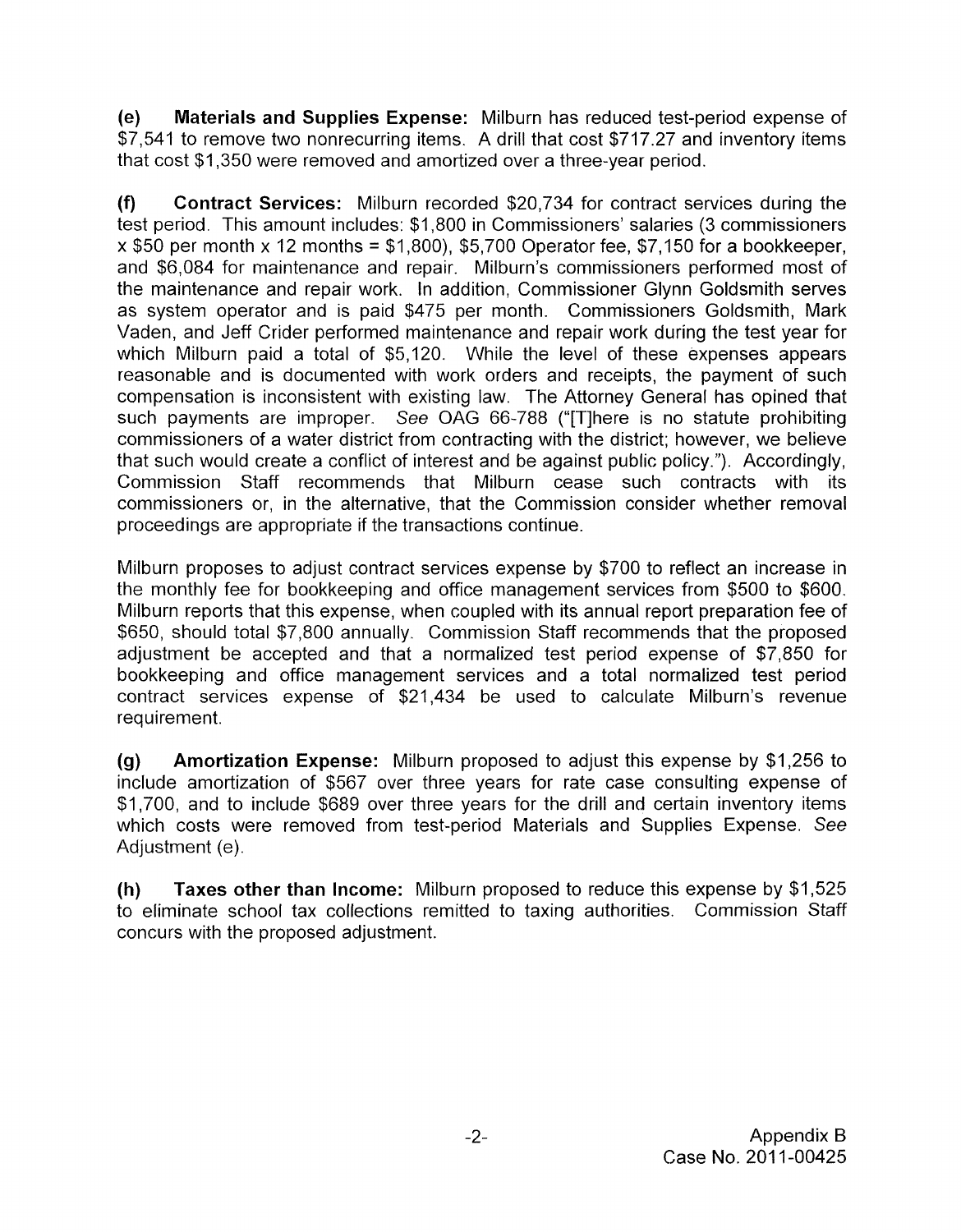**(e) Materials and Supplies Expense:** Milburn has reduced test-period expense of $7,541 to remove two nonrecurring items. A drill that cost $717.27 and inventory items that cost $1,350 were removed and amortized over a three-year period.

**(f) Contract Services:** Milburn recorded $20,734 for contract services during the test period. This amount includes: $1,800 in Commissioners' salaries (3 commissioners x $50 per month x 12 months = $1,800), $5,700 Operator fee, $7,150 for a bookkeeper, and $6,084 for maintenance and repair. Milburn's commissioners performed most of the maintenance and repair work. In addition, Commissioner Glynn Goldsmith serves as system operator and is paid $475 per month. Commissioners Goldsmith, Mark Vaden, and Jeff Crider performed maintenance and repair work during the test year for which Milburn paid a total of $5,120. While the level of these expenses appears reasonable and is documented with work orders and receipts, the payment of such compensation is inconsistent with existing law. The Attorney General has opined that such payments are improper. *See* OAG 66-788 ("[T]here is no statute prohibiting commissioners of a water district from contracting with the district; however, we believe that such would create a conflict of interest and be against public policy."). Accordingly, Commission Staff recommends that Milburn cease such contracts with its commissioners or, in the alternative, that the Commission consider whether removal proceedings are appropriate if the transactions continue.

Milburn proposes to adjust contract services expense by $700 to reflect an increase in the monthly fee for bookkeeping and office management services from $500 to $600. Milburn reports that this expense, when coupled with its annual report preparation fee of $650, should total $7,800 annually. Commission Staff recommends that the proposed adjustment be accepted and that a normalized test period expense of $7,850 for bookkeeping and office management services and a total normalized test period contract services expense of $21,434 be used to calculate Milburn's revenue requirement.

**(g) Amortization Expense:** Milburn proposed to adjust this expense by $1,256 to include amortization of $567 over three years for rate case consulting expense of $1,700, and to include $689 over three years for the drill and certain inventory items which costs were removed from test-period Materials and Supplies Expense. *See* Adjustment (e).

**(h) Taxes other than Income:** Milburn proposed to reduce this expense by $1,525 to eliminate school tax collections remitted to taxing authorities. Commission Staff concurs with the proposed adjustment.

Appendix B
Case No. 2011-00425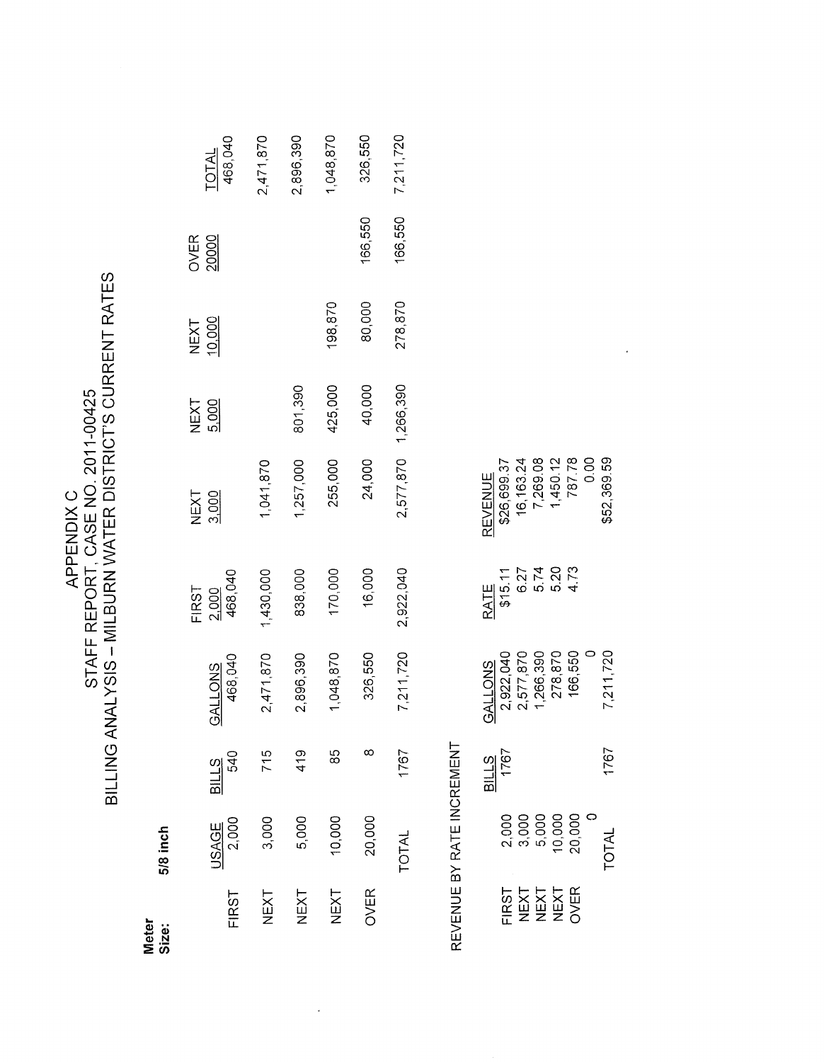# APPENDIX C
## STAFF REPORT, CASE NO. 2011-00425
## BILLING ANALYSIS – MILBURN WATER DISTRICT'S CURRENT RATES

**Meter Size:** **5/8 inch**

| | USAGE | BILLS | GALLONS | FIRST 2,000 | NEXT 3,000 | NEXT 5,000 | NEXT 10,000 | OVER 20000 | TOTAL |
|---|---|---|---|---|---|---|---|---|---|
| FIRST | 2,000 | 540 | 468,040 | 468,040 | | | | | 468,040 |
| NEXT | 3,000 | 715 | 2,471,870 | 1,430,000 | 1,041,870 | | | | 2,471,870 |
| NEXT | 5,000 | 419 | 2,896,390 | 838,000 | 1,257,000 | 801,390 | | | 2,896,390 |
| NEXT | 10,000 | 85 | 1,048,870 | 170,000 | 255,000 | 425,000 | 198,870 | | 1,048,870 |
| OVER | 20,000 | 8 | 326,550 | 16,000 | 24,000 | 40,000 | 80,000 | 166,550 | 326,550 |
| | TOTAL | 1767 | 7,211,720 | 2,922,040 | 2,577,870 | 1,266,390 | 278,870 | 166,550 | 7,211,720 |

REVENUE BY RATE INCREMENT

| | | BILLS | GALLONS | RATE | REVENUE |
|---|---|---|---|---|---|
| FIRST | 2,000 | 1767 | 2,922,040 | $15.11 | $26,699.37 |
| NEXT | 3,000 | | 2,577,870 | 6.27 | 16,163.24 |
| NEXT | 5,000 | | 1,266,390 | 5.74 | 7,269.08 |
| NEXT | 10,000 | | 278,870 | 5.20 | 1,450.12 |
| OVER | 20,000 | | 166,550 | 4.73 | 787.78 |
| | 0 | | 0 | | 0.00 |
| TOTAL | | 1767 | 7,211,720 | | $52,369.59 |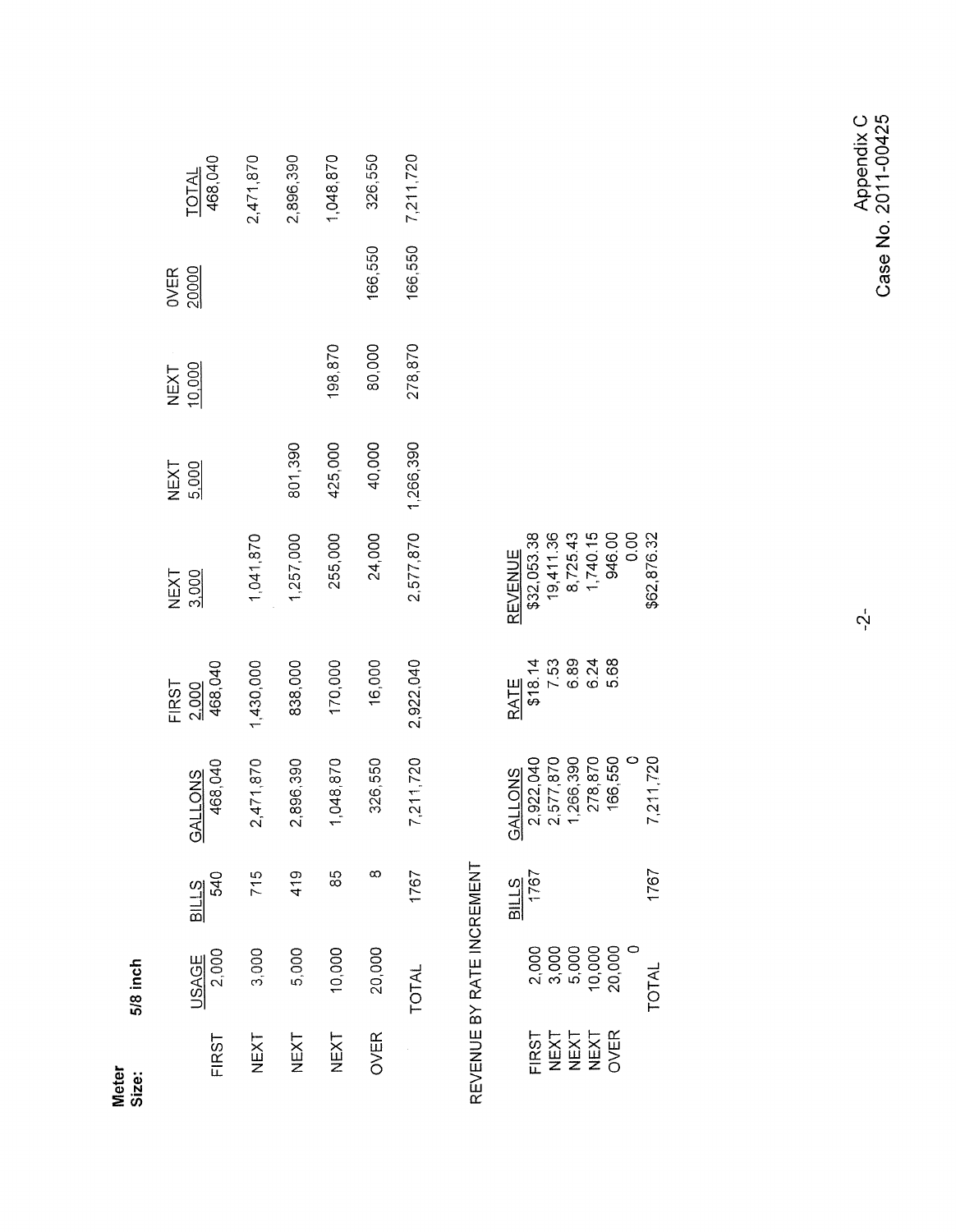**Meter Size:** 5/8 inch

| | USAGE | BILLS | GALLONS | FIRST 2,000 | NEXT 3,000 | NEXT 5,000 | NEXT 10,000 | OVER 20000 | TOTAL |
|---|---|---|---|---|---|---|---|---|---|
| FIRST | 2,000 | 540 | 468,040 | 468,040 | | | | | 468,040 |
| NEXT | 3,000 | 715 | 2,471,870 | 1,430,000 | 1,041,870 | | | | 2,471,870 |
| NEXT | 5,000 | 419 | 2,896,390 | 838,000 | 1,257,000 | 801,390 | | | 2,896,390 |
| NEXT | 10,000 | 85 | 1,048,870 | 170,000 | 255,000 | 425,000 | 198,870 | | 1,048,870 |
| OVER | 20,000 | 8 | 326,550 | 16,000 | 24,000 | 40,000 | 80,000 | 166,550 | 326,550 |
| | TOTAL | 1767 | 7,211,720 | 2,922,040 | 2,577,870 | 1,266,390 | 278,870 | 166,550 | 7,211,720 |

REVENUE BY RATE INCREMENT

| | | BILLS | GALLONS | RATE | REVENUE |
|---|---|---|---|---|---|
| FIRST | 2,000 | 1767 | 2,922,040 | $18.14 | $32,053.38 |
| NEXT | 3,000 | | 2,577,870 | 7.53 | 19,411.36 |
| NEXT | 5,000 | | 1,266,390 | 6.89 | 8,725.43 |
| NEXT | 10,000 | | 278,870 | 6.24 | 1,740.15 |
| OVER | 20,000 | | 166,550 | 5.68 | 946.00 |
| | 0 | | 0 | | 0.00 |
| | TOTAL | 1767 | 7,211,720 | | $62,876.32 |

Appendix C
Case No. 2011-00425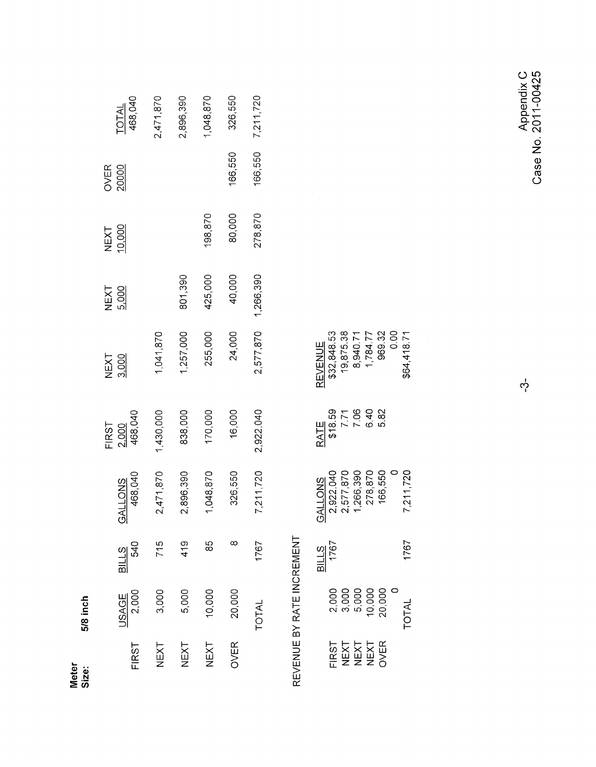**Meter Size:** **5/8 inch**

| | USAGE | BILLS | GALLONS | FIRST 2,000 | NEXT 3,000 | NEXT 5,000 | NEXT 10,000 | OVER 20000 | TOTAL |
|---|---|---|---|---|---|---|---|---|---|
| FIRST | 2,000 | 540 | 468,040 | 468,040 | | | | | 468,040 |
| NEXT | 3,000 | 715 | 2,471,870 | 1,430,000 | 1,041,870 | | | | 2,471,870 |
| NEXT | 5,000 | 419 | 2,896,390 | 838,000 | 1,257,000 | 801,390 | | | 2,896,390 |
| NEXT | 10,000 | 85 | 1,048,870 | 170,000 | 255,000 | 425,000 | 198,870 | | 1,048,870 |
| OVER | 20,000 | 8 | 326,550 | 16,000 | 24,000 | 40,000 | 80,000 | 166,550 | 326,550 |
| | TOTAL | 1767 | 7,211,720 | 2,922,040 | 2,577,870 | 1,266,390 | 278,870 | 166,550 | 7,211,720 |

REVENUE BY RATE INCREMENT

| | | BILLS | GALLONS | RATE | REVENUE |
|---|---|---|---|---|---|
| FIRST | 2,000 | 1767 | 2,922,040 | $18.59 | $32,848.53 |
| NEXT | 3,000 | | 2,577,870 | 7.71 | 19,875.38 |
| NEXT | 5,000 | | 1,266,390 | 7.06 | 8,940.71 |
| NEXT | 10,000 | | 278,870 | 6.40 | 1,784.77 |
| OVER | 20,000 | | 166,550 | 5.82 | 969.32 |
| | 0 | | 0 | | 0.00 |
| | TOTAL | 1767 | 7,211,720 | | $64,418.71 |

Appendix C
Case No. 2011-00425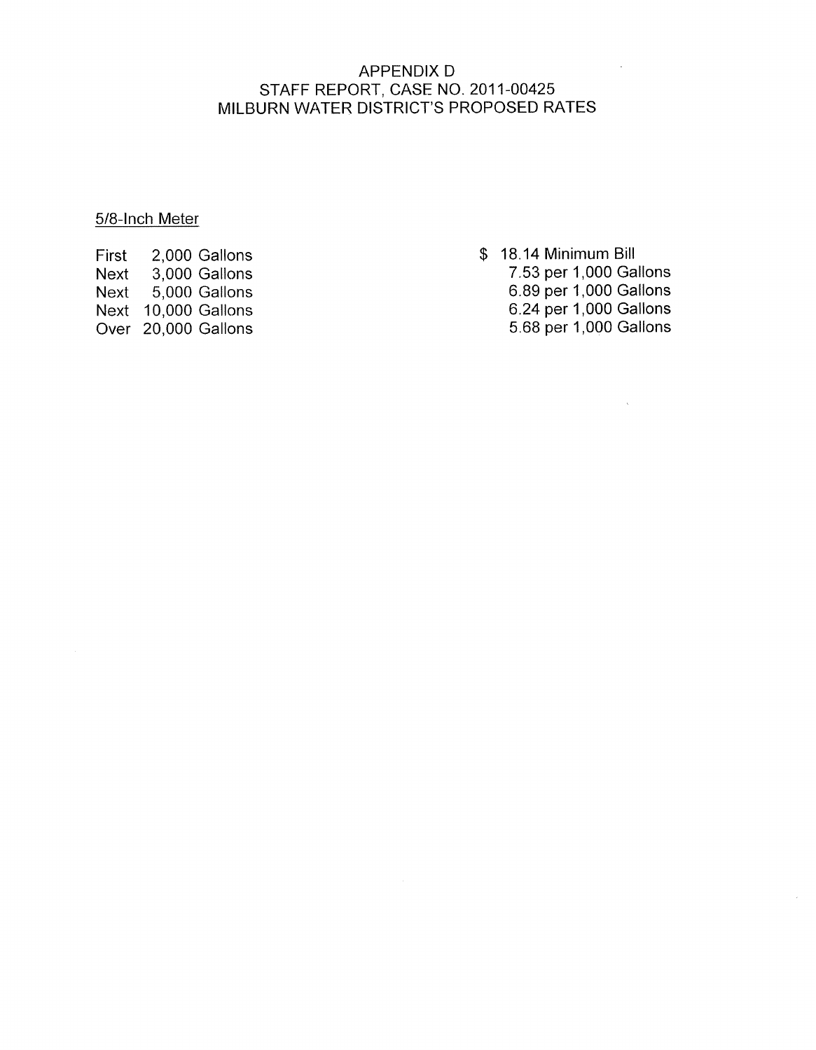# APPENDIX D
## STAFF REPORT, CASE NO. 2011-00425
## MILBURN WATER DISTRICT'S PROPOSED RATES

5/8-Inch Meter

| | | |
|---|---|---|
| First | 2,000 Gallons | $ 18.14 Minimum Bill |
| Next | 3,000 Gallons | 7.53 per 1,000 Gallons |
| Next | 5,000 Gallons | 6.89 per 1,000 Gallons |
| Next | 10,000 Gallons | 6.24 per 1,000 Gallons |
| Over | 20,000 Gallons | 5.68 per 1,000 Gallons |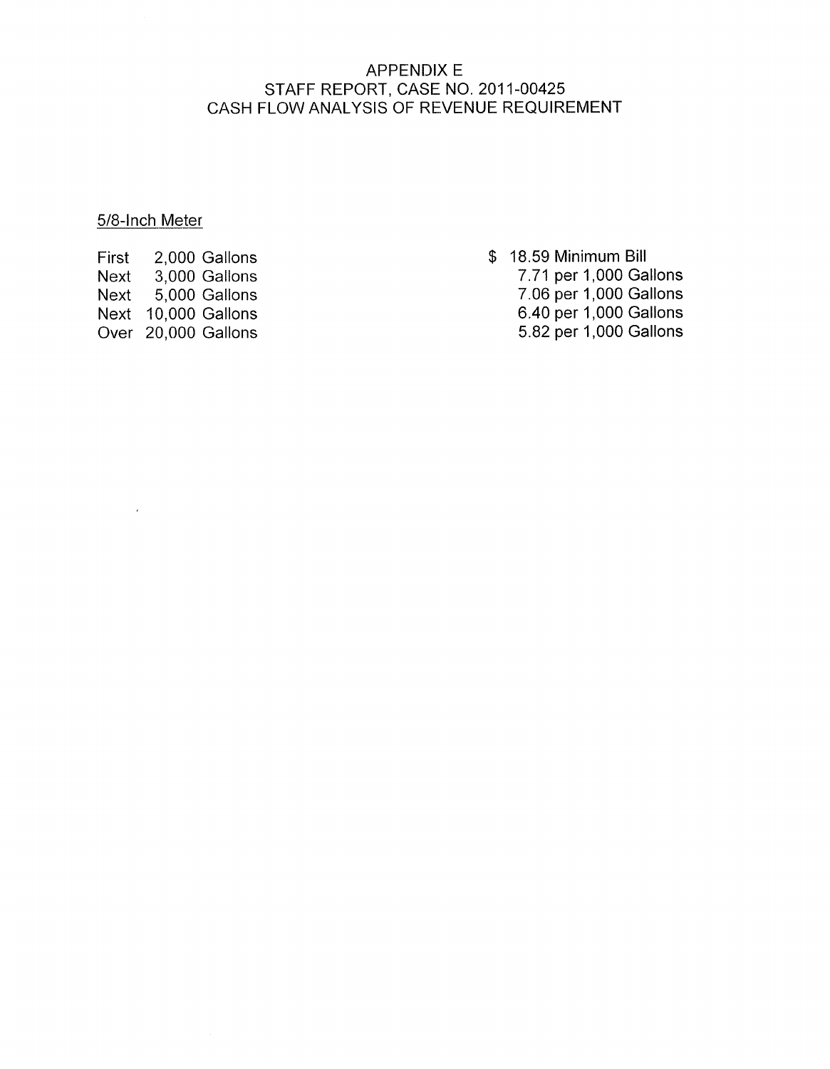# APPENDIX E
## STAFF REPORT, CASE NO. 2011-00425
## CASH FLOW ANALYSIS OF REVENUE REQUIREMENT

5/8-Inch Meter

| | | |
|---|---|---|
| First | 2,000 Gallons | $ 18.59 Minimum Bill |
| Next | 3,000 Gallons | 7.71 per 1,000 Gallons |
| Next | 5,000 Gallons | 7.06 per 1,000 Gallons |
| Next | 10,000 Gallons | 6.40 per 1,000 Gallons |
| Over | 20,000 Gallons | 5.82 per 1,000 Gallons |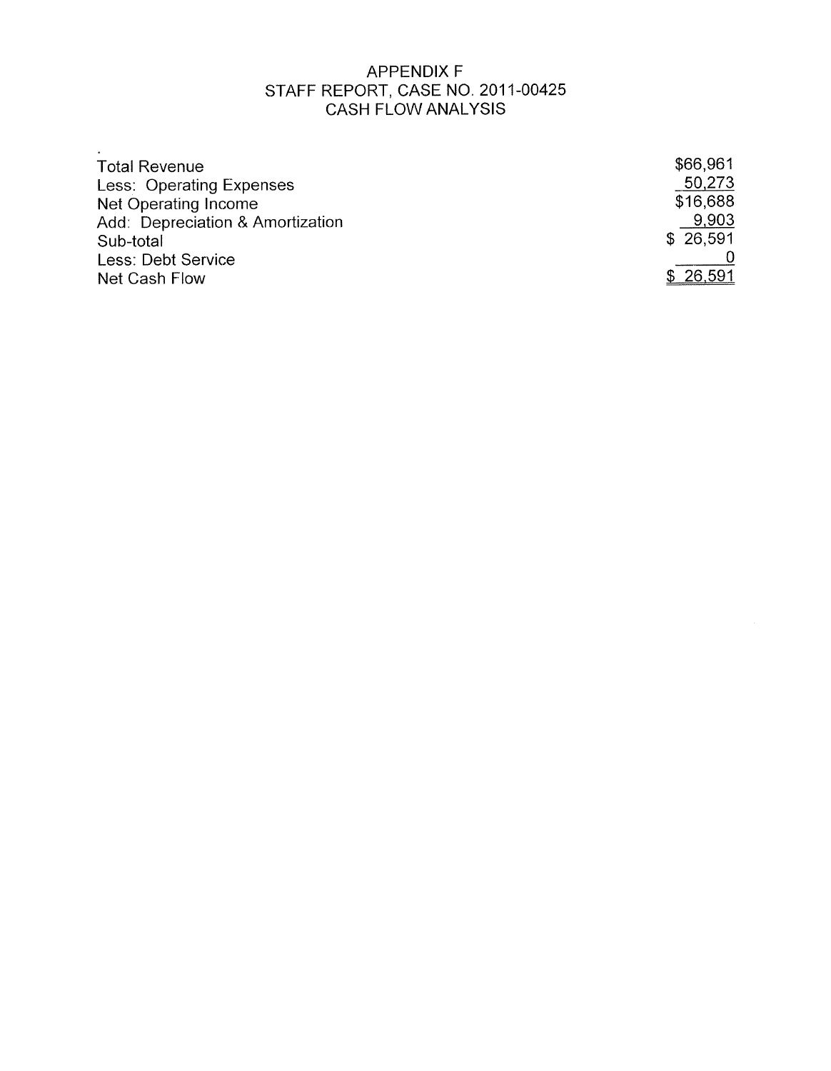# APPENDIX F
## STAFF REPORT, CASE NO. 2011-00425
## CASH FLOW ANALYSIS

| | |
|---|---|
| Total Revenue | $66,961 |
| Less: Operating Expenses | 50,273 |
| Net Operating Income | $16,688 |
| Add: Depreciation & Amortization | 9,903 |
| Sub-total | $ 26,591 |
| Less: Debt Service | 0 |
| Net Cash Flow | $ 26,591 |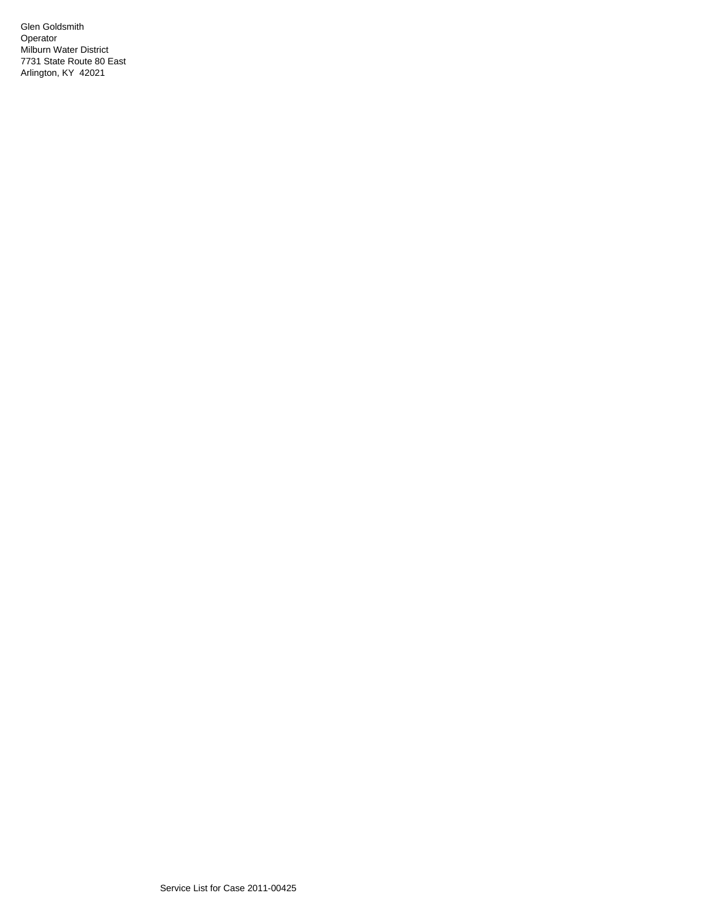Glen Goldsmith
Operator
Milburn Water District
7731 State Route 80 East
Arlington, KY 42021